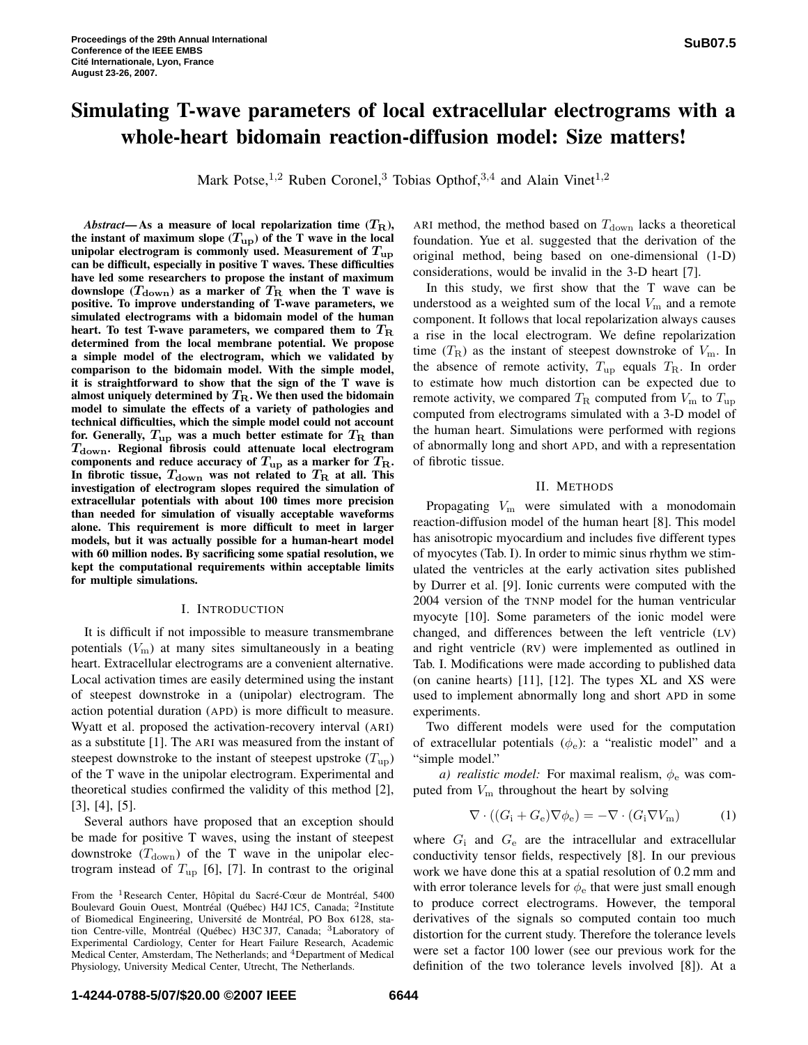# Simulating T-wave parameters of local extracellular electrograms with a whole-heart bidomain reaction-diffusion model: Size matters!

Mark Potse,[1,2] Ruben Coronel,[3] Tobias Opthof,[3,4] and Alain Vinet[1,2]

***Abstract*— As a measure of local repolarization time ($T_{\mathrm{R}}$), the instant of maximum slope ($T_{\mathrm{up}}$) of the T wave in the local unipolar electrogram is commonly used. Measurement of $T_{\mathrm{up}}$ can be difficult, especially in positive T waves. These difficulties have led some researchers to propose the instant of maximum downslope ($T_{\mathrm{down}}$) as a marker of $T_{\mathrm{R}}$ when the T wave is positive. To improve understanding of T-wave parameters, we simulated electrograms with a bidomain model of the human heart. To test T-wave parameters, we compared them to $T_{\mathrm{R}}$ determined from the local membrane potential. We propose a simple model of the electrogram, which we validated by comparison to the bidomain model. With the simple model, it is straightforward to show that the sign of the T wave is almost uniquely determined by $T_{\mathrm{R}}$. We then used the bidomain model to simulate the effects of a variety of pathologies and technical difficulties, which the simple model could not account for. Generally, $T_{\mathrm{up}}$ was a much better estimate for $T_{\mathrm{R}}$ than $T_{\mathrm{down}}$. Regional fibrosis could attenuate local electrogram components and reduce accuracy of $T_{\mathrm{up}}$ as a marker for $T_{\mathrm{R}}$. In fibrotic tissue, $T_{\mathrm{down}}$ was not related to $T_{\mathrm{R}}$ at all. This investigation of electrogram slopes required the simulation of extracellular potentials with about 100 times more precision than needed for simulation of visually acceptable waveforms alone. This requirement is more difficult to meet in larger models, but it was actually possible for a human-heart model with 60 million nodes. By sacrificing some spatial resolution, we kept the computational requirements within acceptable limits for multiple simulations.**

## I. Introduction

It is difficult if not impossible to measure transmembrane potentials ($V_{\mathrm{m}}$) at many sites simultaneously in a beating heart. Extracellular electrograms are a convenient alternative. Local activation times are easily determined using the instant of steepest downstroke in a (unipolar) electrogram. The action potential duration (APD) is more difficult to measure. Wyatt et al. proposed the activation-recovery interval (ARI) as a substitute [1]. The ARI was measured from the instant of steepest downstroke to the instant of steepest upstroke ($T_{\mathrm{up}}$) of the T wave in the unipolar electrogram. Experimental and theoretical studies confirmed the validity of this method [2], [3], [4], [5].

Several authors have proposed that an exception should be made for positive T waves, using the instant of steepest downstroke ($T_{\mathrm{down}}$) of the T wave in the unipolar electrogram instead of $T_{\mathrm{up}}$ [6], [7]. In contrast to the original ARI method, the method based on $T_{\mathrm{down}}$ lacks a theoretical foundation. Yue et al. suggested that the derivation of the original method, being based on one-dimensional (1-D) considerations, would be invalid in the 3-D heart [7].

In this study, we first show that the T wave can be understood as a weighted sum of the local $V_{\mathrm{m}}$ and a remote component. It follows that local repolarization always causes a rise in the local electrogram. We define repolarization time ($T_{\mathrm{R}}$) as the instant of steepest downstroke of $V_{\mathrm{m}}$. In the absence of remote activity, $T_{\mathrm{up}}$ equals $T_{\mathrm{R}}$. In order to estimate how much distortion can be expected due to remote activity, we compared $T_{\mathrm{R}}$ computed from $V_{\mathrm{m}}$ to $T_{\mathrm{up}}$ computed from electrograms simulated with a 3-D model of the human heart. Simulations were performed with regions of abnormally long and short APD, and with a representation of fibrotic tissue.

## II. Methods

Propagating $V_{\mathrm{m}}$ were simulated with a monodomain reaction-diffusion model of the human heart [8]. This model has anisotropic myocardium and includes five different types of myocytes (Tab. I). In order to mimic sinus rhythm we stimulated the ventricles at the early activation sites published by Durrer et al. [9]. Ionic currents were computed with the 2004 version of the TNNP model for the human ventricular myocyte [10]. Some parameters of the ionic model were changed, and differences between the left ventricle (LV) and right ventricle (RV) were implemented as outlined in Tab. I. Modifications were made according to published data (on canine hearts) [11], [12]. The types XL and XS were used to implement abnormally long and short APD in some experiments.

Two different models were used for the computation of extracellular potentials ($\phi_{\mathrm{e}}$): a "realistic model" and a "simple model."

*a) realistic model:* For maximal realism, $\phi_{\mathrm{e}}$ was computed from $V_{\mathrm{m}}$ throughout the heart by solving

$$\nabla \cdot ((G_{\mathrm{i}} + G_{\mathrm{e}})\nabla \phi_{\mathrm{e}}) = -\nabla \cdot (G_{\mathrm{i}} \nabla V_{\mathrm{m}}) \qquad (1)$$

where $G_{\mathrm{i}}$ and $G_{\mathrm{e}}$ are the intracellular and extracellular conductivity tensor fields, respectively [8]. In our previous work we have done this at a spatial resolution of 0.2 mm and with error tolerance levels for $\phi_{\mathrm{e}}$ that were just small enough to produce correct electrograms. However, the temporal derivatives of the signals so computed contain too much distortion for the current study. Therefore the tolerance levels were set a factor 100 lower (see our previous work for the definition of the two tolerance levels involved [8]). At a

From the [1]Research Center, Hôpital du Sacré-Cœur de Montréal, 5400 Boulevard Gouin Ouest, Montréal (Québec) H4J 1C5, Canada; [2]Institute of Biomedical Engineering, Université de Montréal, PO Box 6128, station Centre-ville, Montréal (Québec) H3C 3J7, Canada; [3]Laboratory of Experimental Cardiology, Center for Heart Failure Research, Academic Medical Center, Amsterdam, The Netherlands; and [4]Department of Medical Physiology, University Medical Center, Utrecht, The Netherlands.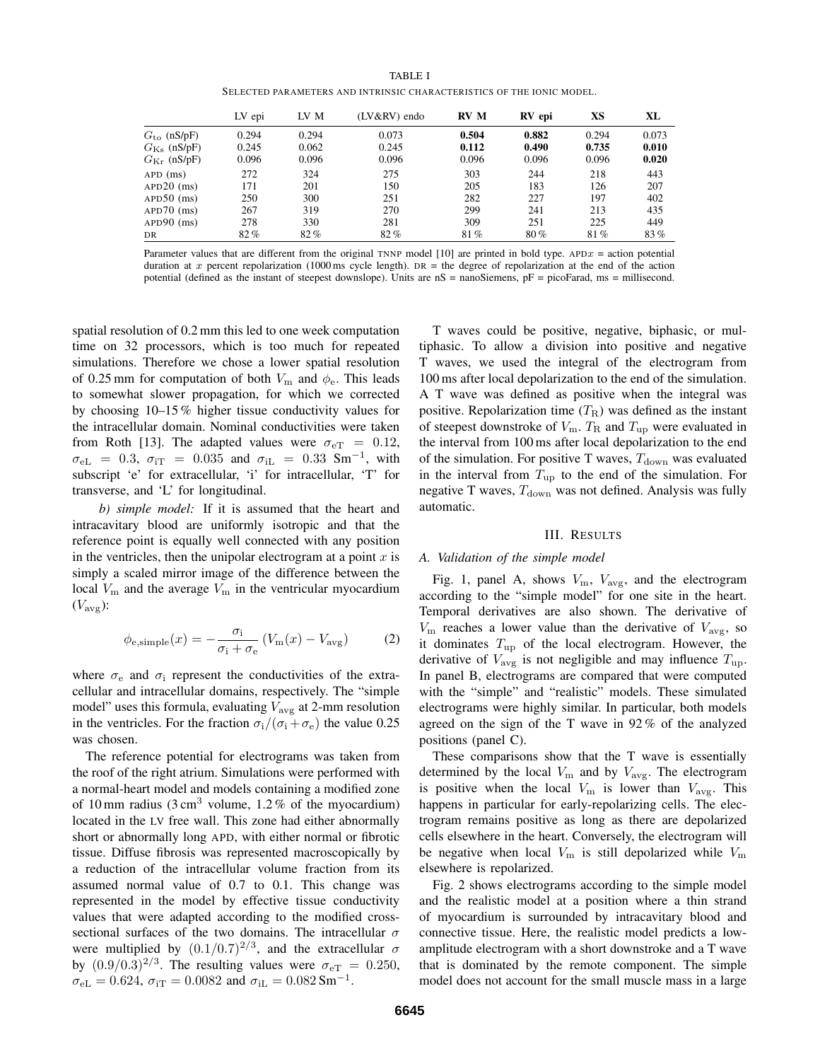TABLE I

SELECTED PARAMETERS AND INTRINSIC CHARACTERISTICS OF THE IONIC MODEL.

| | LV epi | LV M | (LV&RV) endo | **RV M** | **RV epi** | **XS** | **XL** |
|---|---|---|---|---|---|---|---|
| $G_{\mathrm{to}}$ (nS/pF) | 0.294 | 0.294 | 0.073 | **0.504** | **0.882** | 0.294 | 0.073 |
| $G_{\mathrm{Ks}}$ (nS/pF) | 0.245 | 0.062 | 0.245 | **0.112** | **0.490** | **0.735** | **0.010** |
| $G_{\mathrm{Kr}}$ (nS/pF) | 0.096 | 0.096 | 0.096 | 0.096 | 0.096 | 0.096 | **0.020** |
| APD (ms) | 272 | 324 | 275 | 303 | 244 | 218 | 443 |
| APD20 (ms) | 171 | 201 | 150 | 205 | 183 | 126 | 207 |
| APD50 (ms) | 250 | 300 | 251 | 282 | 227 | 197 | 402 |
| APD70 (ms) | 267 | 319 | 270 | 299 | 241 | 213 | 435 |
| APD90 (ms) | 278 | 330 | 281 | 309 | 251 | 225 | 449 |
| DR | 82 % | 82 % | 82 % | 81 % | 80 % | 81 % | 83 % |

Parameter values that are different from the original TNNP model [10] are printed in bold type. APD$x$ = action potential duration at $x$ percent repolarization (1000 ms cycle length). DR = the degree of repolarization at the end of the action potential (defined as the instant of steepest downslope). Units are nS = nanoSiemens, pF = picoFarad, ms = millisecond.

spatial resolution of 0.2 mm this led to one week computation time on 32 processors, which is too much for repeated simulations. Therefore we chose a lower spatial resolution of 0.25 mm for computation of both $V_{\mathrm{m}}$ and $\phi_{\mathrm{e}}$. This leads to somewhat slower propagation, for which we corrected by choosing 10–15 % higher tissue conductivity values for the intracellular domain. Nominal conductivities were taken from Roth [13]. The adapted values were $\sigma_{\mathrm{eT}} = 0.12$, $\sigma_{\mathrm{eL}} = 0.3$, $\sigma_{\mathrm{iT}} = 0.035$ and $\sigma_{\mathrm{iL}} = 0.33\ \mathrm{Sm}^{-1}$, with subscript 'e' for extracellular, 'i' for intracellular, 'T' for transverse, and 'L' for longitudinal.

*b) simple model:* If it is assumed that the heart and intracavitary blood are uniformly isotropic and that the reference point is equally well connected with any position in the ventricles, then the unipolar electrogram at a point $x$ is simply a scaled mirror image of the difference between the local $V_{\mathrm{m}}$ and the average $V_{\mathrm{m}}$ in the ventricular myocardium ($V_{\mathrm{avg}}$):

$$\phi_{\mathrm{e,simple}}(x) = -\frac{\sigma_{\mathrm{i}}}{\sigma_{\mathrm{i}} + \sigma_{\mathrm{e}}} \left(V_{\mathrm{m}}(x) - V_{\mathrm{avg}}\right) \tag{2}$$

where $\sigma_{\mathrm{e}}$ and $\sigma_{\mathrm{i}}$ represent the conductivities of the extracellular and intracellular domains, respectively. The "simple model" uses this formula, evaluating $V_{\mathrm{avg}}$ at 2-mm resolution in the ventricles. For the fraction $\sigma_{\mathrm{i}}/(\sigma_{\mathrm{i}} + \sigma_{\mathrm{e}})$ the value 0.25 was chosen.

The reference potential for electrograms was taken from the roof of the right atrium. Simulations were performed with a normal-heart model and models containing a modified zone of 10 mm radius (3 cm$^3$ volume, 1.2 % of the myocardium) located in the LV free wall. This zone had either abnormally short or abnormally long APD, with either normal or fibrotic tissue. Diffuse fibrosis was represented macroscopically by a reduction of the intracellular volume fraction from its assumed normal value of 0.7 to 0.1. This change was represented in the model by effective tissue conductivity values that were adapted according to the modified cross-sectional surfaces of the two domains. The intracellular $\sigma$ were multiplied by $(0.1/0.7)^{2/3}$, and the extracellular $\sigma$ by $(0.9/0.3)^{2/3}$. The resulting values were $\sigma_{\mathrm{eT}} = 0.250$, $\sigma_{\mathrm{eL}} = 0.624$, $\sigma_{\mathrm{iT}} = 0.0082$ and $\sigma_{\mathrm{iL}} = 0.082\ \mathrm{Sm}^{-1}$.

T waves could be positive, negative, biphasic, or multiphasic. To allow a division into positive and negative T waves, we used the integral of the electrogram from 100 ms after local depolarization to the end of the simulation. A T wave was defined as positive when the integral was positive. Repolarization time ($T_{\mathrm{R}}$) was defined as the instant of steepest downstroke of $V_{\mathrm{m}}$. $T_{\mathrm{R}}$ and $T_{\mathrm{up}}$ were evaluated in the interval from 100 ms after local depolarization to the end of the simulation. For positive T waves, $T_{\mathrm{down}}$ was evaluated in the interval from $T_{\mathrm{up}}$ to the end of the simulation. For negative T waves, $T_{\mathrm{down}}$ was not defined. Analysis was fully automatic.

## III. RESULTS

### A. Validation of the simple model

Fig. 1, panel A, shows $V_{\mathrm{m}}$, $V_{\mathrm{avg}}$, and the electrogram according to the "simple model" for one site in the heart. Temporal derivatives are also shown. The derivative of $V_{\mathrm{m}}$ reaches a lower value than the derivative of $V_{\mathrm{avg}}$, so it dominates $T_{\mathrm{up}}$ of the local electrogram. However, the derivative of $V_{\mathrm{avg}}$ is not negligible and may influence $T_{\mathrm{up}}$. In panel B, electrograms are compared that were computed with the "simple" and "realistic" models. These simulated electrograms were highly similar. In particular, both models agreed on the sign of the T wave in 92 % of the analyzed positions (panel C).

These comparisons show that the T wave is essentially determined by the local $V_{\mathrm{m}}$ and by $V_{\mathrm{avg}}$. The electrogram is positive when the local $V_{\mathrm{m}}$ is lower than $V_{\mathrm{avg}}$. This happens in particular for early-repolarizing cells. The electrogram remains positive as long as there are depolarized cells elsewhere in the heart. Conversely, the electrogram will be negative when local $V_{\mathrm{m}}$ is still depolarized while $V_{\mathrm{m}}$ elsewhere is repolarized.

Fig. 2 shows electrograms according to the simple model and the realistic model at a position where a thin strand of myocardium is surrounded by intracavitary blood and connective tissue. Here, the realistic model predicts a low-amplitude electrogram with a short downstroke and a T wave that is dominated by the remote component. The simple model does not account for the small muscle mass in a large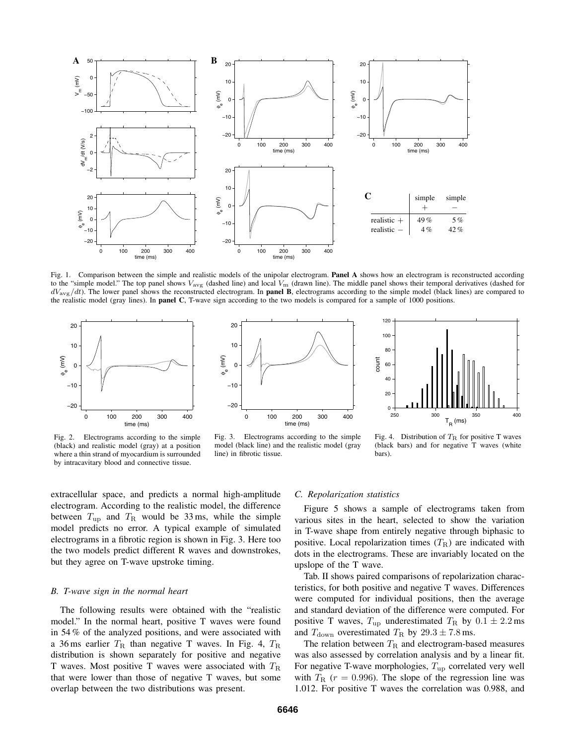| | simple + | simple − |
|---|---|---|
| realistic + | 49 % | 5 % |
| realistic − | 4 % | 42 % |

Fig. 1. Comparison between the simple and realistic models of the unipolar electrogram. **Panel A** shows how an electrogram is reconstructed according to the "simple model." The top panel shows $V_{\mathrm{avg}}$ (dashed line) and local $V_{\mathrm{m}}$ (drawn line). The middle panel shows their temporal derivatives (dashed for $dV_{\mathrm{avg}}/dt$). The lower panel shows the reconstructed electrogram. In **panel B**, electrograms according to the simple model (black lines) are compared to the realistic model (gray lines). In **panel C**, T-wave sign according to the two models is compared for a sample of 1000 positions.

Fig. 2. Electrograms according to the simple (black) and realistic model (gray) at a position where a thin strand of myocardium is surrounded by intracavitary blood and connective tissue.

Fig. 3. Electrograms according to the simple model (black line) and the realistic model (gray line) in fibrotic tissue.

Fig. 4. Distribution of $T_{\mathrm{R}}$ for positive T waves (black bars) and for negative T waves (white bars).

extracellular space, and predicts a normal high-amplitude electrogram. According to the realistic model, the difference between $T_{\mathrm{up}}$ and $T_{\mathrm{R}}$ would be 33 ms, while the simple model predicts no error. A typical example of simulated electrograms in a fibrotic region is shown in Fig. 3. Here too the two models predict different R waves and downstrokes, but they agree on T-wave upstroke timing.

### B. T-wave sign in the normal heart

The following results were obtained with the "realistic model." In the normal heart, positive T waves were found in 54 % of the analyzed positions, and were associated with a 36 ms earlier $T_{\mathrm{R}}$ than negative T waves. In Fig. 4, $T_{\mathrm{R}}$ distribution is shown separately for positive and negative T waves. Most positive T waves were associated with $T_{\mathrm{R}}$ that were lower than those of negative T waves, but some overlap between the two distributions was present.

### C. Repolarization statistics

Figure 5 shows a sample of electrograms taken from various sites in the heart, selected to show the variation in T-wave shape from entirely negative through biphasic to positive. Local repolarization times ($T_{\mathrm{R}}$) are indicated with dots in the electrograms. These are invariably located on the upslope of the T wave.

Tab. II shows paired comparisons of repolarization characteristics, for both positive and negative T waves. Differences were computed for individual positions, then the average and standard deviation of the difference were computed. For positive T waves, $T_{\mathrm{up}}$ underestimated $T_{\mathrm{R}}$ by $0.1 \pm 2.2$ ms and $T_{\mathrm{down}}$ overestimated $T_{\mathrm{R}}$ by $29.3 \pm 7.8$ ms.

The relation between $T_{\mathrm{R}}$ and electrogram-based measures was also assessed by correlation analysis and by a linear fit. For negative T-wave morphologies, $T_{\mathrm{up}}$ correlated very well with $T_{\mathrm{R}}$ ($r = 0.996$). The slope of the regression line was 1.012. For positive T waves the correlation was 0.988, and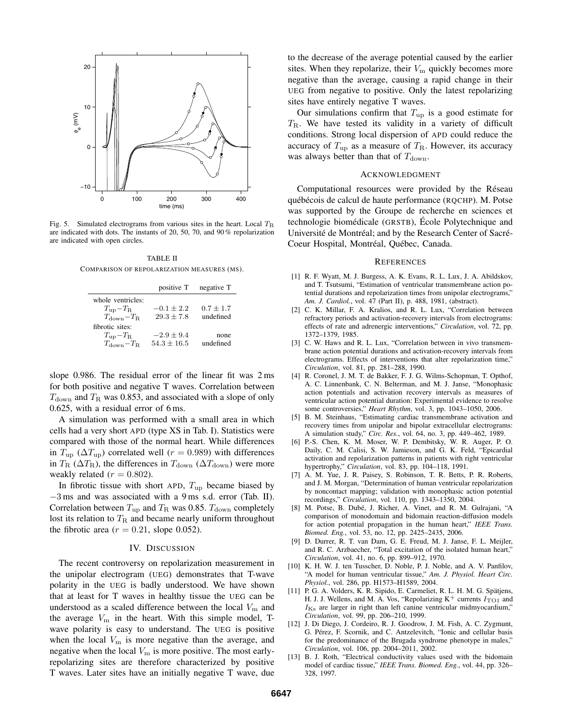20

10

0

−10

$\phi_e$ (mV)

0 100 200 300 400

time (ms)

Fig. 5. Simulated electrograms from various sites in the heart. Local $T_R$ are indicated with dots. The instants of 20, 50, 70, and 90 % repolarization are indicated with open circles.

TABLE II

COMPARISON OF REPOLARIZATION MEASURES (MS).

| | positive T | negative T |
|---|---|---|
| whole ventricles: | | |
| $T_{up}-T_R$ | $-0.1 \pm 2.2$ | $0.7 \pm 1.7$ |
| $T_{down}-T_R$ | $29.3 \pm 7.8$ | undefined |
| fibrotic sites: | | |
| $T_{up}-T_R$ | $-2.9 \pm 9.4$ | none |
| $T_{down}-T_R$ | $54.3 \pm 16.5$ | undefined |

slope 0.986. The residual error of the linear fit was 2 ms for both positive and negative T waves. Correlation between $T_{down}$ and $T_R$ was 0.853, and associated with a slope of only 0.625, with a residual error of 6 ms.

A simulation was performed with a small area in which cells had a very short APD (type XS in Tab. I). Statistics were compared with those of the normal heart. While differences in $T_{up}$ ($\Delta T_{up}$) correlated well ($r = 0.989$) with differences in $T_R$ ($\Delta T_R$), the differences in $T_{down}$ ($\Delta T_{down}$) were more weakly related ($r = 0.802$).

In fibrotic tissue with short APD, $T_{up}$ became biased by $-3$ ms and was associated with a 9 ms s.d. error (Tab. II). Correlation between $T_{up}$ and $T_R$ was 0.85. $T_{down}$ completely lost its relation to $T_R$ and became nearly uniform throughout the fibrotic area ($r = 0.21$, slope 0.052).

## IV. DISCUSSION

The recent controversy on repolarization measurement in the unipolar electrogram (UEG) demonstrates that T-wave polarity in the UEG is badly understood. We have shown that at least for T waves in healthy tissue the UEG can be understood as a scaled difference between the local $V_m$ and the average $V_m$ in the heart. With this simple model, T-wave polarity is easy to understand. The UEG is positive when the local $V_m$ is more negative than the average, and negative when the local $V_m$ is more positive. The most early-repolarizing sites are therefore characterized by positive T waves. Later sites have an initially negative T wave, due to the decrease of the average potential caused by the earlier sites. When they repolarize, their $V_m$ quickly becomes more negative than the average, causing a rapid change in their UEG from negative to positive. Only the latest repolarizing sites have entirely negative T waves.

Our simulations confirm that $T_{up}$ is a good estimate for $T_R$. We have tested its validity in a variety of difficult conditions. Strong local dispersion of APD could reduce the accuracy of $T_{up}$ as a measure of $T_R$. However, its accuracy was always better than that of $T_{down}$.

## ACKNOWLEDGMENT

Computational resources were provided by the Réseau québécois de calcul de haute performance (RQCHP). M. Potse was supported by the Groupe de recherche en sciences et technologie biomédicale (GRSTB), École Polytechnique and Université de Montréal; and by the Research Center of Sacré-Coeur Hospital, Montréal, Québec, Canada.

## REFERENCES

[1] R. F. Wyatt, M. J. Burgess, A. K. Evans, R. L. Lux, J. A. Abildskov, and T. Tsutsumi, "Estimation of ventricular transmembrane action potential durations and repolarization times from unipolar electrograms," *Am. J. Cardiol.*, vol. 47 (Part II), p. 488, 1981, (abstract).

[2] C. K. Millar, F. A. Kralios, and R. L. Lux, "Correlation between refractory periods and activation-recovery intervals from electrograms: effects of rate and adrenergic interventions," *Circulation*, vol. 72, pp. 1372–1379, 1985.

[3] C. W. Haws and R. L. Lux, "Correlation between in vivo transmembrane action potential durations and activation-recovery intervals from electrograms. Effects of interventions that alter repolarization time," *Circulation*, vol. 81, pp. 281–288, 1990.

[4] R. Coronel, J. M. T. de Bakker, F. J. G. Wilms-Schopman, T. Opthof, A. C. Linnenbank, C. N. Belterman, and M. J. Janse, "Monophasic action potentials and activation recovery intervals as measures of ventricular action potential duration: Experimental evidence to resolve some controversies," *Heart Rhythm*, vol. 3, pp. 1043–1050, 2006.

[5] B. M. Steinhaus, "Estimating cardiac transmembrane activation and recovery times from unipolar and bipolar extracellular electrograms: A simulation study," *Circ. Res.*, vol. 64, no. 3, pp. 449–462, 1989.

[6] P.-S. Chen, K. M. Moser, W. P. Dembitsky, W. R. Auger, P. O. Daily, C. M. Calisi, S. W. Jamieson, and G. K. Feld, "Epicardial activation and repolarization patterns in patients with right ventricular hypertrophy," *Circulation*, vol. 83, pp. 104–118, 1991.

[7] A. M. Yue, J. R. Paisey, S. Robinson, T. R. Betts, P. R. Roberts, and J. M. Morgan, "Determination of human ventricular repolarization by noncontact mapping; validation with monophasic action potential recordings," *Circulation*, vol. 110, pp. 1343–1350, 2004.

[8] M. Potse, B. Dubé, J. Richer, A. Vinet, and R. M. Gulrajani, "A comparison of monodomain and bidomain reaction-diffusion models for action potential propagation in the human heart," *IEEE Trans. Biomed. Eng.*, vol. 53, no. 12, pp. 2425–2435, 2006.

[9] D. Durrer, R. T. van Dam, G. E. Freud, M. J. Janse, F. L. Meijler, and R. C. Arzbaecher, "Total excitation of the isolated human heart," *Circulation*, vol. 41, no. 6, pp. 899–912, 1970.

[10] K. H. W. J. ten Tusscher, D. Noble, P. J. Noble, and A. V. Panfilov, "A model for human ventricular tissue," *Am. J. Physiol. Heart Circ. Physiol.*, vol. 286, pp. H1573–H1589, 2004.

[11] P. G. A. Volders, K. R. Sipido, E. Carmeliet, R. L. H. M. G. Spätjens, H. J. J. Wellens, and M. A. Vos, "Repolarizing $K^+$ currents $I_{TO1}$ and $I_{Ks}$ are larger in right than left canine ventricular midmyocardium," *Circulation*, vol. 99, pp. 206–210, 1999.

[12] J. Di Diego, J. Cordeiro, R. J. Goodrow, J. M. Fish, A. C. Zygmunt, G. Pérez, F. Scornik, and C. Antzelevitch, "Ionic and cellular basis for the predominance of the Brugada syndrome phenotype in males," *Circulation*, vol. 106, pp. 2004–2011, 2002.

[13] B. J. Roth, "Electrical conductivity values used with the bidomain model of cardiac tissue," *IEEE Trans. Biomed. Eng.*, vol. 44, pp. 326–328, 1997.